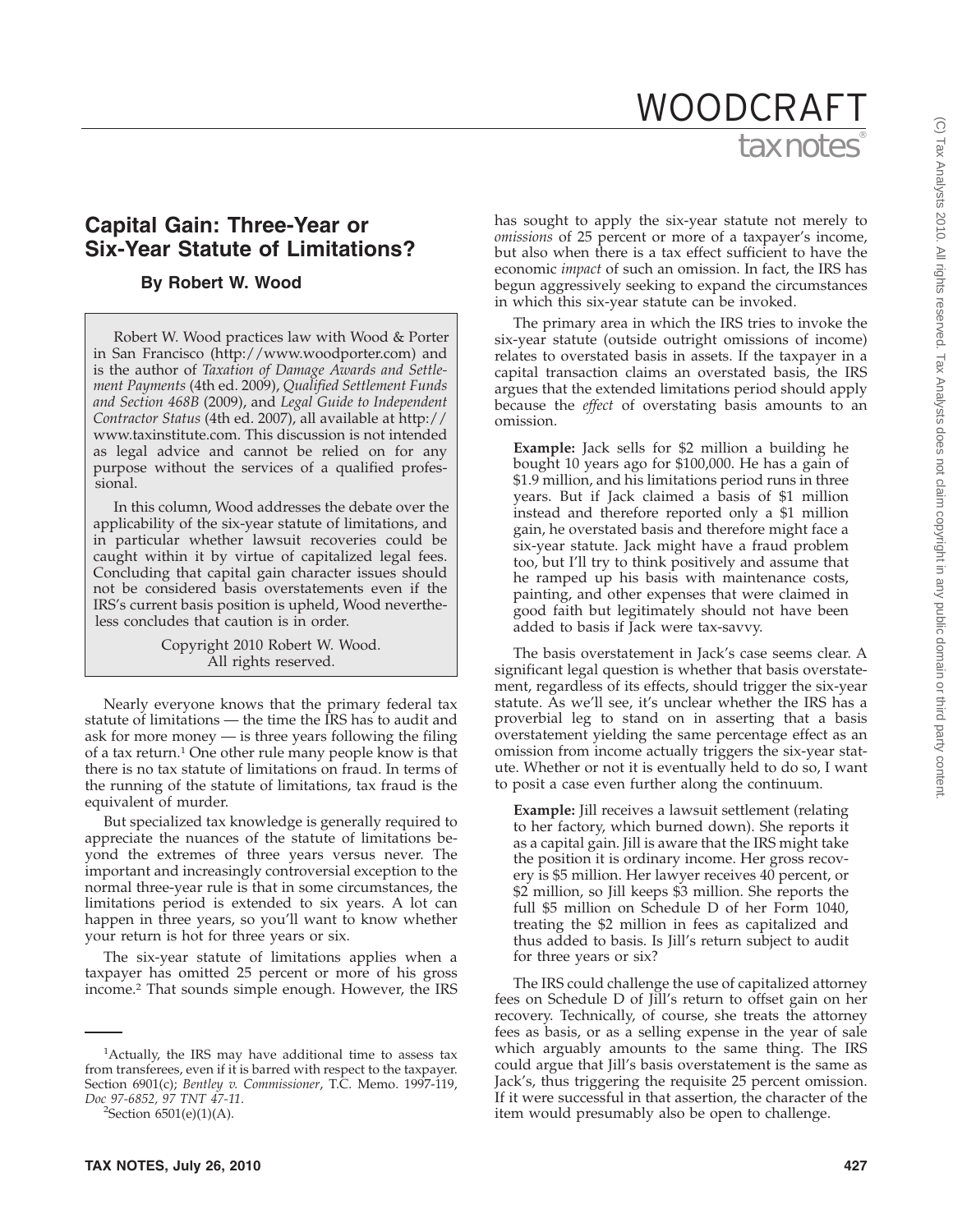# Capital Gain: Three-Year or Six-Year Statute of Limitations?

**By Robert W. Wood**

Robert W. Wood practices law with Wood & Porter in San Francisco (http://www.woodporter.com) and is the author of *Taxation of Damage Awards and Settlement Payments* (4th ed. 2009), *Qualified Settlement Funds and Section 468B* (2009), and *Legal Guide to Independent Contractor Status* (4th ed. 2007), all available at http://www.taxinstitute.com. This discussion is not intended as legal advice and cannot be relied on for any purpose without the services of a qualified professional.

In this column, Wood addresses the debate over the applicability of the six-year statute of limitations, and in particular whether lawsuit recoveries could be caught within it by virtue of capitalized legal fees. Concluding that capital gain character issues should not be considered basis overstatements even if the IRS's current basis position is upheld, Wood nevertheless concludes that caution is in order.

Copyright 2010 Robert W. Wood.
All rights reserved.

Nearly everyone knows that the primary federal tax statute of limitations — the time the IRS has to audit and ask for more money — is three years following the filing of a tax return.[1] One other rule many people know is that there is no tax statute of limitations on fraud. In terms of the running of the statute of limitations, tax fraud is the equivalent of murder.

But specialized tax knowledge is generally required to appreciate the nuances of the statute of limitations beyond the extremes of three years versus never. The important and increasingly controversial exception to the normal three-year rule is that in some circumstances, the limitations period is extended to six years. A lot can happen in three years, so you'll want to know whether your return is hot for three years or six.

The six-year statute of limitations applies when a taxpayer has omitted 25 percent or more of his gross income.[2] That sounds simple enough. However, the IRS has sought to apply the six-year statute not merely to *omissions* of 25 percent or more of a taxpayer's income, but also when there is a tax effect sufficient to have the economic *impact* of such an omission. In fact, the IRS has begun aggressively seeking to expand the circumstances in which this six-year statute can be invoked.

The primary area in which the IRS tries to invoke the six-year statute (outside outright omissions of income) relates to overstated basis in assets. If the taxpayer in a capital transaction claims an overstated basis, the IRS argues that the extended limitations period should apply because the *effect* of overstating basis amounts to an omission.

> **Example:** Jack sells for $2 million a building he bought 10 years ago for $100,000. He has a gain of $1.9 million, and his limitations period runs in three years. But if Jack claimed a basis of $1 million instead and therefore reported only a $1 million gain, he overstated basis and therefore might face a six-year statute. Jack might have a fraud problem too, but I'll try to think positively and assume that he ramped up his basis with maintenance costs, painting, and other expenses that were claimed in good faith but legitimately should not have been added to basis if Jack were tax-savvy.

The basis overstatement in Jack's case seems clear. A significant legal question is whether that basis overstatement, regardless of its effects, should trigger the six-year statute. As we'll see, it's unclear whether the IRS has a proverbial leg to stand on in asserting that a basis overstatement yielding the same percentage effect as an omission from income actually triggers the six-year statute. Whether or not it is eventually held to do so, I want to posit a case even further along the continuum.

> **Example:** Jill receives a lawsuit settlement (relating to her factory, which burned down). She reports it as a capital gain. Jill is aware that the IRS might take the position it is ordinary income. Her gross recovery is $5 million. Her lawyer receives 40 percent, or $2 million, so Jill keeps $3 million. She reports the full $5 million on Schedule D of her Form 1040, treating the $2 million in fees as capitalized and thus added to basis. Is Jill's return subject to audit for three years or six?

The IRS could challenge the use of capitalized attorney fees on Schedule D of Jill's return to offset gain on her recovery. Technically, of course, she treats the attorney fees as basis, or as a selling expense in the year of sale which arguably amounts to the same thing. The IRS could argue that Jill's basis overstatement is the same as Jack's, thus triggering the requisite 25 percent omission. If it were successful in that assertion, the character of the item would presumably also be open to challenge.

---

[1] Actually, the IRS may have additional time to assess tax from transferees, even if it is barred with respect to the taxpayer. Section 6901(c); *Bentley v. Commissioner*, T.C. Memo. 1997-119, *Doc 97-6852, 97 TNT 47-11*.

[2] Section 6501(e)(1)(A).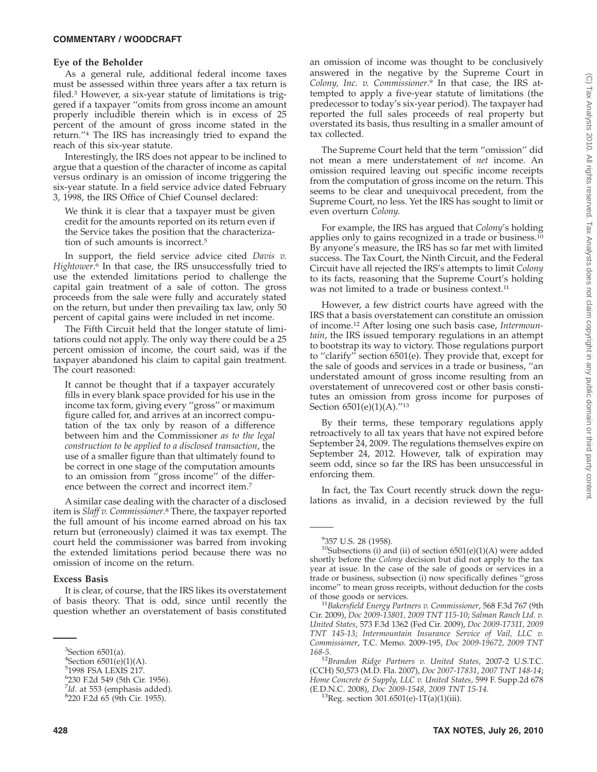### Eye of the Beholder

As a general rule, additional federal income taxes must be assessed within three years after a tax return is filed.[3] However, a six-year statute of limitations is triggered if a taxpayer ''omits from gross income an amount properly includible therein which is in excess of 25 percent of the amount of gross income stated in the return.''[4] The IRS has increasingly tried to expand the reach of this six-year statute.

Interestingly, the IRS does not appear to be inclined to argue that a question of the character of income as capital versus ordinary is an omission of income triggering the six-year statute. In a field service advice dated February 3, 1998, the IRS Office of Chief Counsel declared:

> We think it is clear that a taxpayer must be given credit for the amounts reported on its return even if the Service takes the position that the characterization of such amounts is incorrect.[5]

In support, the field service advice cited *Davis v. Hightower*.[6] In that case, the IRS unsuccessfully tried to use the extended limitations period to challenge the capital gain treatment of a sale of cotton. The gross proceeds from the sale were fully and accurately stated on the return, but under then prevailing tax law, only 50 percent of capital gains were included in net income.

The Fifth Circuit held that the longer statute of limitations could not apply. The only way there could be a 25 percent omission of income, the court said, was if the taxpayer abandoned his claim to capital gain treatment. The court reasoned:

> It cannot be thought that if a taxpayer accurately fills in every blank space provided for his use in the income tax form, giving every ''gross'' or maximum figure called for, and arrives at an incorrect computation of the tax only by reason of a difference between him and the Commissioner *as to the legal construction to be applied to a disclosed transaction*, the use of a smaller figure than that ultimately found to be correct in one stage of the computation amounts to an omission from ''gross income'' of the difference between the correct and incorrect item.[7]

A similar case dealing with the character of a disclosed item is *Slaff v. Commissioner*.[8] There, the taxpayer reported the full amount of his income earned abroad on his tax return but (erroneously) claimed it was tax exempt. The court held the commissioner was barred from invoking the extended limitations period because there was no omission of income on the return.

### Excess Basis

It is clear, of course, that the IRS likes its overstatement of basis theory. That is odd, since until recently the question whether an overstatement of basis constituted an omission of income was thought to be conclusively answered in the negative by the Supreme Court in *Colony, Inc. v. Commissioner*.[9] In that case, the IRS attempted to apply a five-year statute of limitations (the predecessor to today's six-year period). The taxpayer had reported the full sales proceeds of real property but overstated its basis, thus resulting in a smaller amount of tax collected.

The Supreme Court held that the term ''omission'' did not mean a mere understatement of *net* income. An omission required leaving out specific income receipts from the computation of gross income on the return. This seems to be clear and unequivocal precedent, from the Supreme Court, no less. Yet the IRS has sought to limit or even overturn *Colony.*

For example, the IRS has argued that *Colony*'s holding applies only to gains recognized in a trade or business.[10] By anyone's measure, the IRS has so far met with limited success. The Tax Court, the Ninth Circuit, and the Federal Circuit have all rejected the IRS's attempts to limit *Colony* to its facts, reasoning that the Supreme Court's holding was not limited to a trade or business context.[11]

However, a few district courts have agreed with the IRS that a basis overstatement can constitute an omission of income.[12] After losing one such basis case, *Intermountain*, the IRS issued temporary regulations in an attempt to bootstrap its way to victory. Those regulations purport to ''clarify'' section 6501(e). They provide that, except for the sale of goods and services in a trade or business, ''an understated amount of gross income resulting from an overstatement of unrecovered cost or other basis constitutes an omission from gross income for purposes of Section 6501(e)(1)(A).''[13]

By their terms, these temporary regulations apply retroactively to all tax years that have not expired before September 24, 2009. The regulations themselves expire on September 24, 2012. However, talk of expiration may seem odd, since so far the IRS has been unsuccessful in enforcing them.

In fact, the Tax Court recently struck down the regulations as invalid, in a decision reviewed by the full

---

[3] Section 6501(a).

[4] Section 6501(e)(1)(A).

[5] 1998 FSA LEXIS 217.

[6] 230 F.2d 549 (5th Cir. 1956).

[7] *Id.* at 553 (emphasis added).

[8] 220 F.2d 65 (9th Cir. 1955).

[9] 357 U.S. 28 (1958).

[10] Subsections (i) and (ii) of section 6501(e)(1)(A) were added shortly before the *Colony* decision but did not apply to the tax year at issue. In the case of the sale of goods or services in a trade or business, subsection (i) now specifically defines ''gross income'' to mean gross receipts, without deduction for the costs of those goods or services.

[11] *Bakersfield Energy Partners v. Commissioner*, 568 F.3d 767 (9th Cir. 2009), *Doc 2009-13801, 2009 TNT 115-10*; *Salman Ranch Ltd. v. United States*, 573 F.3d 1362 (Fed Cir. 2009), *Doc 2009-17311, 2009 TNT 145-13*; *Intermountain Insurance Service of Vail, LLC v. Commissioner*, T.C. Memo. 2009-195, *Doc 2009-19672, 2009 TNT 168-5*.

[12] *Brandon Ridge Partners v. United States,* 2007-2 U.S.T.C. (CCH) 50,573 (M.D. Fla. 2007), *Doc 2007-17831, 2007 TNT 148-14*; *Home Concrete & Supply, LLC v. United States*, 599 F. Supp.2d 678 (E.D.N.C. 2008), *Doc 2009-1548, 2009 TNT 15-14.*

[13] Reg. section 301.6501(e)-1T(a)(1)(iii).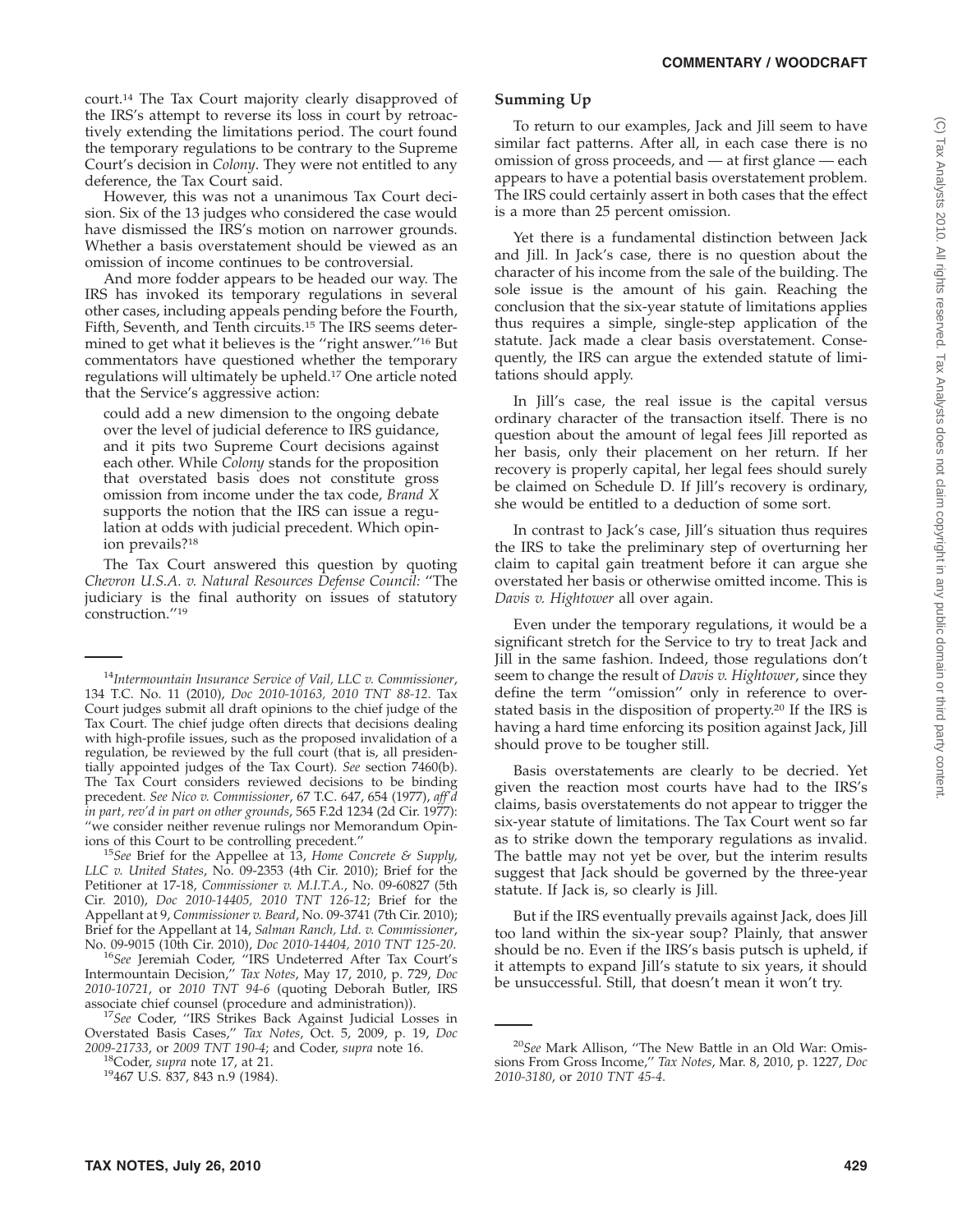court.[14] The Tax Court majority clearly disapproved of the IRS's attempt to reverse its loss in court by retroactively extending the limitations period. The court found the temporary regulations to be contrary to the Supreme Court's decision in *Colony*. They were not entitled to any deference, the Tax Court said.

However, this was not a unanimous Tax Court decision. Six of the 13 judges who considered the case would have dismissed the IRS's motion on narrower grounds. Whether a basis overstatement should be viewed as an omission of income continues to be controversial.

And more fodder appears to be headed our way. The IRS has invoked its temporary regulations in several other cases, including appeals pending before the Fourth, Fifth, Seventh, and Tenth circuits.[15] The IRS seems determined to get what it believes is the "right answer."[16] But commentators have questioned whether the temporary regulations will ultimately be upheld.[17] One article noted that the Service's aggressive action:

> could add a new dimension to the ongoing debate over the level of judicial deference to IRS guidance, and it pits two Supreme Court decisions against each other. While *Colony* stands for the proposition that overstated basis does not constitute gross omission from income under the tax code, *Brand X* supports the notion that the IRS can issue a regulation at odds with judicial precedent. Which opinion prevails?[18]

The Tax Court answered this question by quoting *Chevron U.S.A. v. Natural Resources Defense Council:* "The judiciary is the final authority on issues of statutory construction."[19]

## Summing Up

To return to our examples, Jack and Jill seem to have similar fact patterns. After all, in each case there is no omission of gross proceeds, and — at first glance — each appears to have a potential basis overstatement problem. The IRS could certainly assert in both cases that the effect is a more than 25 percent omission.

Yet there is a fundamental distinction between Jack and Jill. In Jack's case, there is no question about the character of his income from the sale of the building. The sole issue is the amount of his gain. Reaching the conclusion that the six-year statute of limitations applies thus requires a simple, single-step application of the statute. Jack made a clear basis overstatement. Consequently, the IRS can argue the extended statute of limitations should apply.

In Jill's case, the real issue is the capital versus ordinary character of the transaction itself. There is no question about the amount of legal fees Jill reported as her basis, only their placement on her return. If her recovery is properly capital, her legal fees should surely be claimed on Schedule D. If Jill's recovery is ordinary, she would be entitled to a deduction of some sort.

In contrast to Jack's case, Jill's situation thus requires the IRS to take the preliminary step of overturning her claim to capital gain treatment before it can argue she overstated her basis or otherwise omitted income. This is *Davis v. Hightower* all over again.

Even under the temporary regulations, it would be a significant stretch for the Service to try to treat Jack and Jill in the same fashion. Indeed, those regulations don't seem to change the result of *Davis v. Hightower*, since they define the term "omission" only in reference to overstated basis in the disposition of property.[20] If the IRS is having a hard time enforcing its position against Jack, Jill should prove to be tougher still.

Basis overstatements are clearly to be decried. Yet given the reaction most courts have had to the IRS's claims, basis overstatements do not appear to trigger the six-year statute of limitations. The Tax Court went so far as to strike down the temporary regulations as invalid. The battle may not yet be over, but the interim results suggest that Jack should be governed by the three-year statute. If Jack is, so clearly is Jill.

But if the IRS eventually prevails against Jack, does Jill too land within the six-year soup? Plainly, that answer should be no. Even if the IRS's basis putsch is upheld, if it attempts to expand Jill's statute to six years, it should be unsuccessful. Still, that doesn't mean it won't try.

---

[14]*Intermountain Insurance Service of Vail, LLC v. Commissioner*, 134 T.C. No. 11 (2010), *Doc 2010-10163*, *2010 TNT 88-12*. Tax Court judges submit all draft opinions to the chief judge of the Tax Court. The chief judge often directs that decisions dealing with high-profile issues, such as the proposed invalidation of a regulation, be reviewed by the full court (that is, all presidentially appointed judges of the Tax Court). *See* section 7460(b). The Tax Court considers reviewed decisions to be binding precedent. *See Nico v. Commissioner*, 67 T.C. 647, 654 (1977), *aff'd in part, rev'd in part on other grounds*, 565 F.2d 1234 (2d Cir. 1977): "we consider neither revenue rulings nor Memorandum Opinions of this Court to be controlling precedent."

[15]*See* Brief for the Appellee at 13, *Home Concrete & Supply, LLC v. United States*, No. 09-2353 (4th Cir. 2010); Brief for the Petitioner at 17-18, *Commissioner v. M.I.T.A.*, No. 09-60827 (5th Cir. 2010), *Doc 2010-14405*, *2010 TNT 126-12*; Brief for the Appellant at 9, *Commissioner v. Beard*, No. 09-3741 (7th Cir. 2010); Brief for the Appellant at 14, *Salman Ranch, Ltd. v. Commissioner*, No. 09-9015 (10th Cir. 2010), *Doc 2010-14404*, *2010 TNT 125-20*.

[16]*See* Jeremiah Coder, "IRS Undeterred After Tax Court's Intermountain Decision," *Tax Notes*, May 17, 2010, p. 729, *Doc 2010-10721*, or *2010 TNT 94-6* (quoting Deborah Butler, IRS associate chief counsel (procedure and administration)).

[17]*See* Coder, "IRS Strikes Back Against Judicial Losses in Overstated Basis Cases," *Tax Notes*, Oct. 5, 2009, p. 19, *Doc 2009-21733*, or *2009 TNT 190-4*; and Coder, *supra* note 16.

[18]Coder, *supra* note 17, at 21.

[19]467 U.S. 837, 843 n.9 (1984).

[20]*See* Mark Allison, "The New Battle in an Old War: Omissions From Gross Income," *Tax Notes*, Mar. 8, 2010, p. 1227, *Doc 2010-3180*, or *2010 TNT 45-4*.